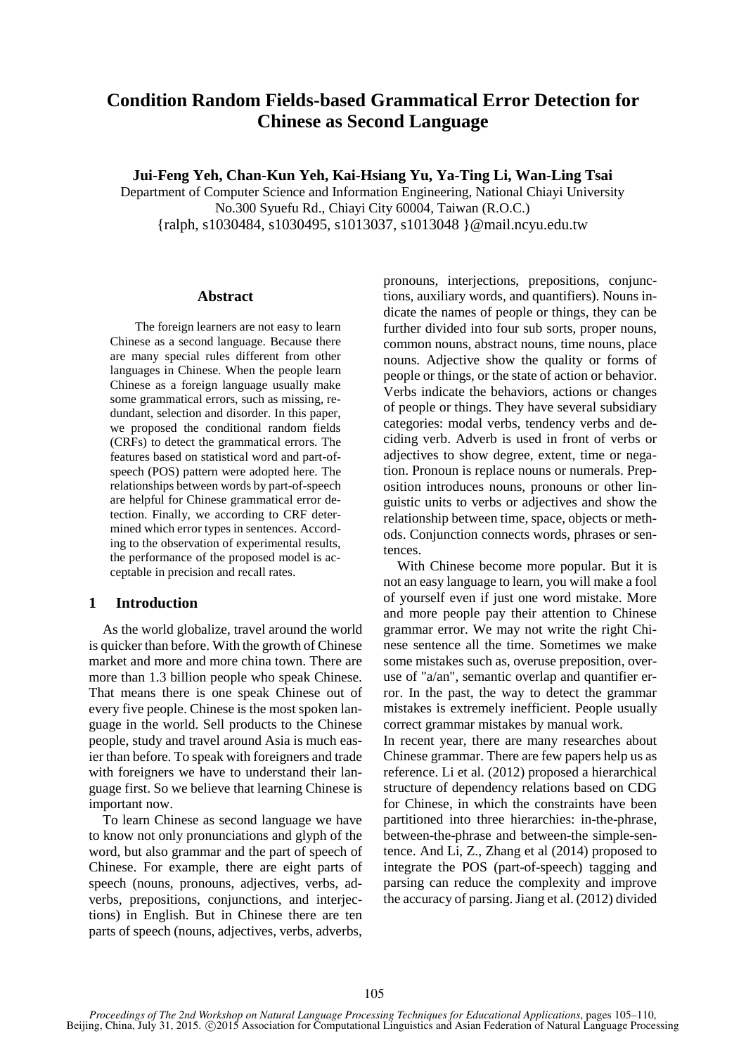# Condition Random Fields-based Grammatical Error Detection for Chinese as Second Language

**Jui-Feng Yeh, Chan-Kun Yeh, Kai-Hsiang Yu, Ya-Ting Li, Wan-Ling Tsai**

Department of Computer Science and Information Engineering, National Chiayi University
No.300 Syuefu Rd., Chiayi City 60004, Taiwan (R.O.C.)
{ralph, s1030484, s1030495, s1013037, s1013048 }@mail.ncyu.edu.tw

## Abstract

The foreign learners are not easy to learn Chinese as a second language. Because there are many special rules different from other languages in Chinese. When the people learn Chinese as a foreign language usually make some grammatical errors, such as missing, redundant, selection and disorder. In this paper, we proposed the conditional random fields (CRFs) to detect the grammatical errors. The features based on statistical word and part-of-speech (POS) pattern were adopted here. The relationships between words by part-of-speech are helpful for Chinese grammatical error detection. Finally, we according to CRF determined which error types in sentences. According to the observation of experimental results, the performance of the proposed model is acceptable in precision and recall rates.

## 1 Introduction

As the world globalize, travel around the world is quicker than before. With the growth of Chinese market and more and more china town. There are more than 1.3 billion people who speak Chinese. That means there is one speak Chinese out of every five people. Chinese is the most spoken language in the world. Sell products to the Chinese people, study and travel around Asia is much easier than before. To speak with foreigners and trade with foreigners we have to understand their language first. So we believe that learning Chinese is important now.

To learn Chinese as second language we have to know not only pronunciations and glyph of the word, but also grammar and the part of speech of Chinese. For example, there are eight parts of speech (nouns, pronouns, adjectives, verbs, adverbs, prepositions, conjunctions, and interjections) in English. But in Chinese there are ten parts of speech (nouns, adjectives, verbs, adverbs, pronouns, interjections, prepositions, conjunctions, auxiliary words, and quantifiers). Nouns indicate the names of people or things, they can be further divided into four sub sorts, proper nouns, common nouns, abstract nouns, time nouns, place nouns. Adjective show the quality or forms of people or things, or the state of action or behavior. Verbs indicate the behaviors, actions or changes of people or things. They have several subsidiary categories: modal verbs, tendency verbs and deciding verb. Adverb is used in front of verbs or adjectives to show degree, extent, time or negation. Pronoun is replace nouns or numerals. Preposition introduces nouns, pronouns or other linguistic units to verbs or adjectives and show the relationship between time, space, objects or methods. Conjunction connects words, phrases or sentences.

With Chinese become more popular. But it is not an easy language to learn, you will make a fool of yourself even if just one word mistake. More and more people pay their attention to Chinese grammar error. We may not write the right Chinese sentence all the time. Sometimes we make some mistakes such as, overuse preposition, overuse of "a/an", semantic overlap and quantifier error. In the past, the way to detect the grammar mistakes is extremely inefficient. People usually correct grammar mistakes by manual work.

In recent year, there are many researches about Chinese grammar. There are few papers help us as reference. Li et al. (2012) proposed a hierarchical structure of dependency relations based on CDG for Chinese, in which the constraints have been partitioned into three hierarchies: in-the-phrase, between-the-phrase and between-the simple-sentence. And Li, Z., Zhang et al (2014) proposed to integrate the POS (part-of-speech) tagging and parsing can reduce the complexity and improve the accuracy of parsing. Jiang et al. (2012) divided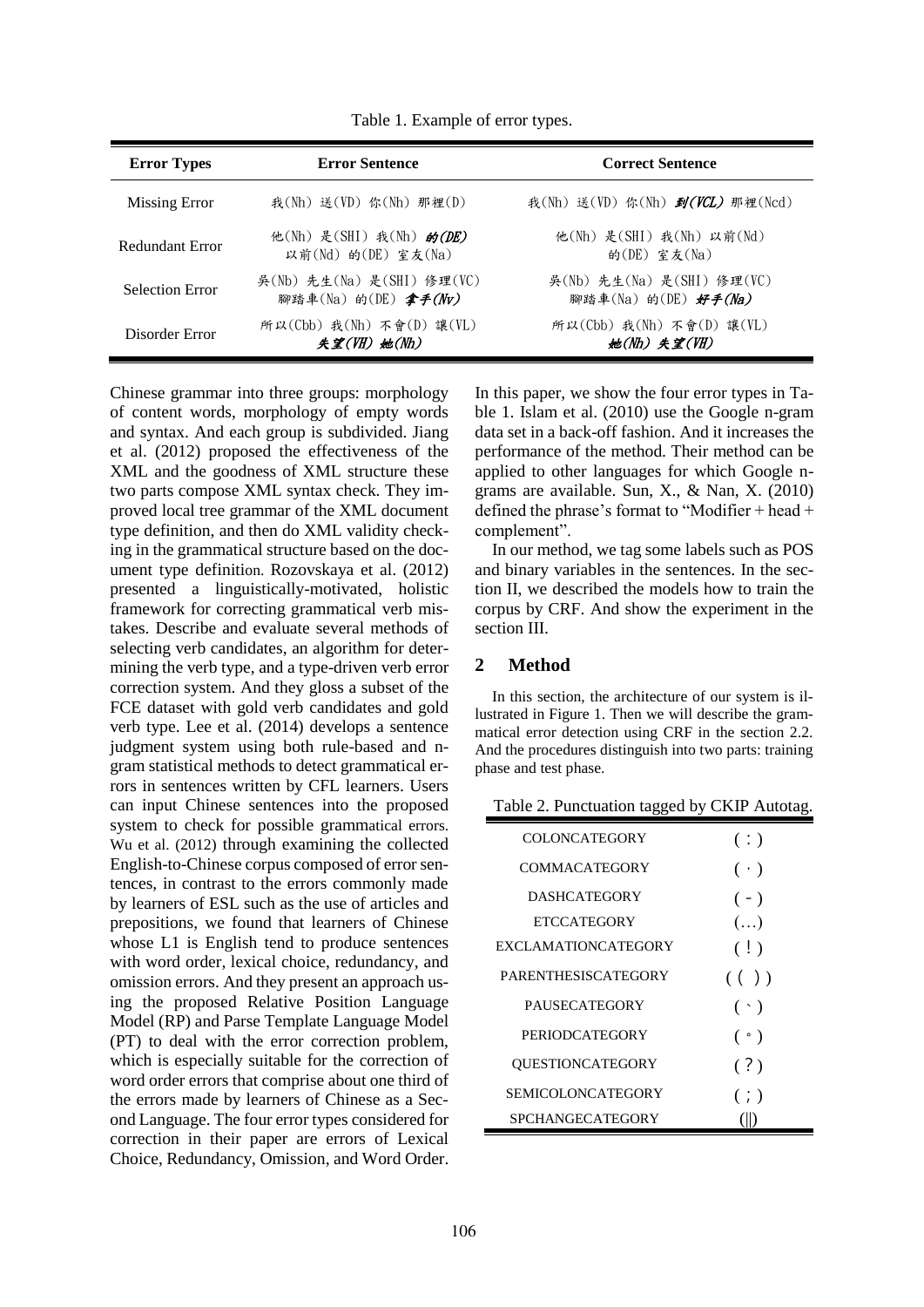Table 1. Example of error types.

| Error Types | Error Sentence | Correct Sentence |
|---|---|---|
| Missing Error | 我(Nh) 送(VD) 你(Nh) 那裡(D) | 我(Nh) 送(VD) 你(Nh) ***到(VCL)*** 那裡(Ncd) |
| Redundant Error | 他(Nh) 是(SHI) 我(Nh) ***的(DE)*** 以前(Nd) 的(DE) 室友(Na) | 他(Nh) 是(SHI) 我(Nh) 以前(Nd) 的(DE) 室友(Na) |
| Selection Error | 吳(Nb) 先生(Na) 是(SHI) 修理(VC) 腳踏車(Na) 的(DE) ***拿手(Nv)*** | 吳(Nb) 先生(Na) 是(SHI) 修理(VC) 腳踏車(Na) 的(DE) ***好手(Na)*** |
| Disorder Error | 所以(Cbb) 我(Nh) 不會(D) 讓(VL) ***失望(VH) 她(Nh)*** | 所以(Cbb) 我(Nh) 不會(D) 讓(VL) ***她(Nh) 失望(VH)*** |

Chinese grammar into three groups: morphology of content words, morphology of empty words and syntax. And each group is subdivided. Jiang et al. (2012) proposed the effectiveness of the XML and the goodness of XML structure these two parts compose XML syntax check. They improved local tree grammar of the XML document type definition, and then do XML validity checking in the grammatical structure based on the document type definition. Rozovskaya et al. (2012) presented a linguistically-motivated, holistic framework for correcting grammatical verb mistakes. Describe and evaluate several methods of selecting verb candidates, an algorithm for determining the verb type, and a type-driven verb error correction system. And they gloss a subset of the FCE dataset with gold verb candidates and gold verb type. Lee et al. (2014) develops a sentence judgment system using both rule-based and n-gram statistical methods to detect grammatical errors in sentences written by CFL learners. Users can input Chinese sentences into the proposed system to check for possible grammatical errors. Wu et al. (2012) through examining the collected English-to-Chinese corpus composed of error sentences, in contrast to the errors commonly made by learners of ESL such as the use of articles and prepositions, we found that learners of Chinese whose L1 is English tend to produce sentences with word order, lexical choice, redundancy, and omission errors. And they present an approach using the proposed Relative Position Language Model (RP) and Parse Template Language Model (PT) to deal with the error correction problem, which is especially suitable for the correction of word order errors that comprise about one third of the errors made by learners of Chinese as a Second Language. The four error types considered for correction in their paper are errors of Lexical Choice, Redundancy, Omission, and Word Order.

In this paper, we show the four error types in Table 1. Islam et al. (2010) use the Google n-gram data set in a back-off fashion. And it increases the performance of the method. Their method can be applied to other languages for which Google n-grams are available. Sun, X., & Nan, X. (2010) defined the phrase's format to "Modifier + head + complement".

In our method, we tag some labels such as POS and binary variables in the sentences. In the section II, we described the models how to train the corpus by CRF. And show the experiment in the section III.

## 2 Method

In this section, the architecture of our system is illustrated in Figure 1. Then we will describe the grammatical error detection using CRF in the section 2.2. And the procedures distinguish into two parts: training phase and test phase.

Table 2. Punctuation tagged by CKIP Autotag.

| | |
|---|---|
| COLONCATEGORY | (：) |
| COMMACATEGORY | (，) |
| DASHCATEGORY | (－) |
| ETCCATEGORY | (…) |
| EXCLAMATIONCATEGORY | (！) |
| PARENTHESISCATEGORY | (（）) |
| PAUSECATEGORY | (、) |
| PERIODCATEGORY | (。) |
| QUESTIONCATEGORY | (？) |
| SEMICOLONCATEGORY | (；) |
| SPCHANGECATEGORY | (‖) |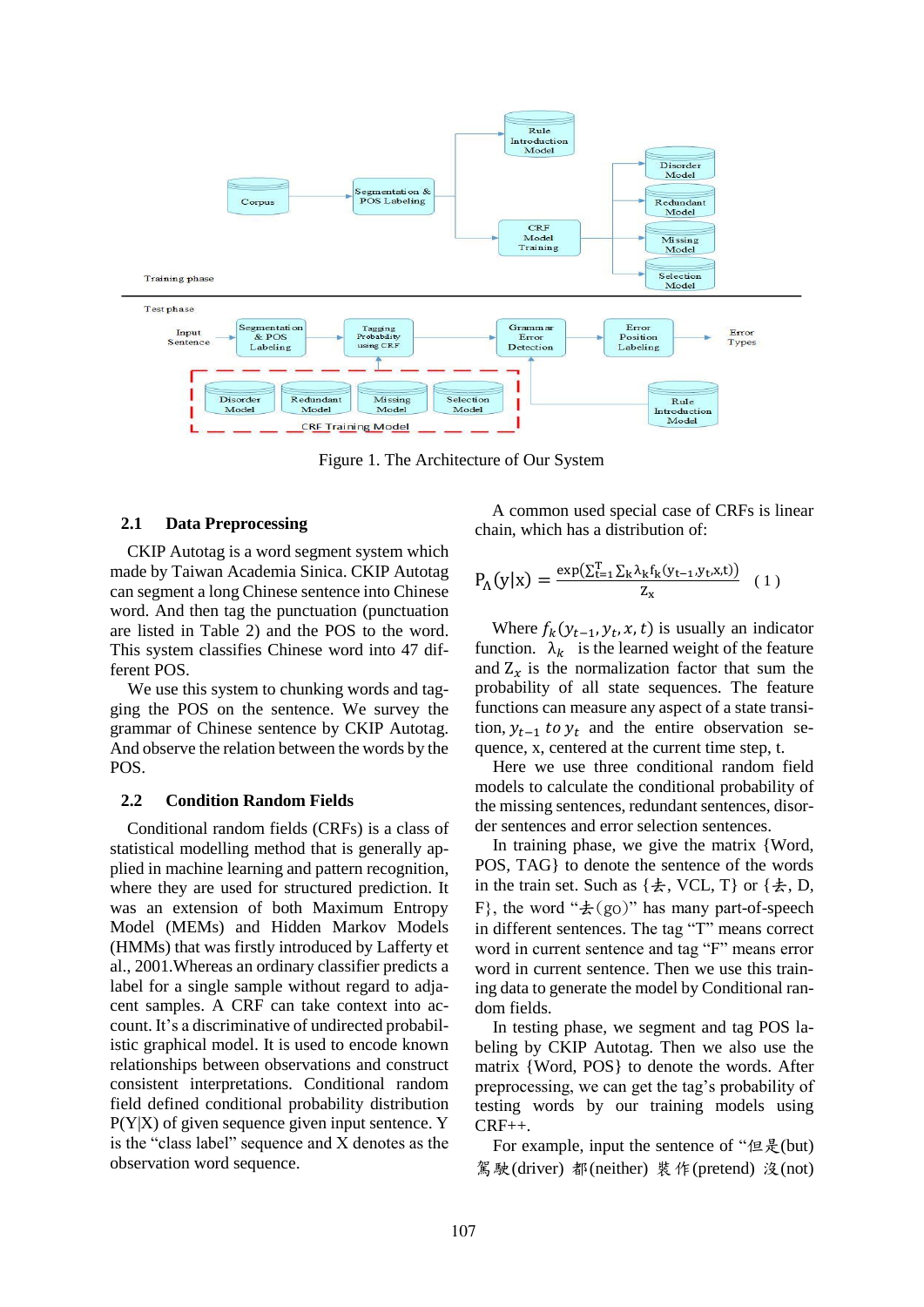Figure 1. The Architecture of Our System

## 2.1 Data Preprocessing

CKIP Autotag is a word segment system which made by Taiwan Academia Sinica. CKIP Autotag can segment a long Chinese sentence into Chinese word. And then tag the punctuation (punctuation are listed in Table 2) and the POS to the word. This system classifies Chinese word into 47 different POS.

We use this system to chunking words and tagging the POS on the sentence. We survey the grammar of Chinese sentence by CKIP Autotag. And observe the relation between the words by the POS.

## 2.2 Condition Random Fields

Conditional random fields (CRFs) is a class of statistical modelling method that is generally applied in machine learning and pattern recognition, where they are used for structured prediction. It was an extension of both Maximum Entropy Model (MEMs) and Hidden Markov Models (HMMs) that was firstly introduced by Lafferty et al., 2001.Whereas an ordinary classifier predicts a label for a single sample without regard to adjacent samples. A CRF can take context into account. It's a discriminative of undirected probabilistic graphical model. It is used to encode known relationships between observations and construct consistent interpretations. Conditional random field defined conditional probability distribution P(Y|X) of given sequence given input sentence. Y is the "class label" sequence and X denotes as the observation word sequence.

A common used special case of CRFs is linear chain, which has a distribution of:

$$P_\Lambda(y|x) = \frac{\exp(\sum_{t=1}^{T}\sum_k \lambda_k f_k(y_{t-1},y_t,x,t))}{Z_x} \quad (1)$$

Where $f_k(y_{t-1}, y_t, x, t)$ is usually an indicator function. $\lambda_k$ is the learned weight of the feature and $Z_x$ is the normalization factor that sum the probability of all state sequences. The feature functions can measure any aspect of a state transition, $y_{t-1}$ to $y_t$ and the entire observation sequence, x, centered at the current time step, t.

Here we use three conditional random field models to calculate the conditional probability of the missing sentences, redundant sentences, disorder sentences and error selection sentences.

In training phase, we give the matrix {Word, POS, TAG} to denote the sentence of the words in the train set. Such as {去, VCL, T} or {去, D, F}, the word "去(go)" has many part-of-speech in different sentences. The tag "T" means correct word in current sentence and tag "F" means error word in current sentence. Then we use this training data to generate the model by Conditional random fields.

In testing phase, we segment and tag POS labeling by CKIP Autotag. Then we also use the matrix {Word, POS} to denote the words. After preprocessing, we can get the tag's probability of testing words by our training models using CRF++.

For example, input the sentence of "但是(but) 駕駛(driver) 都(neither) 裝作(pretend) 沒(not)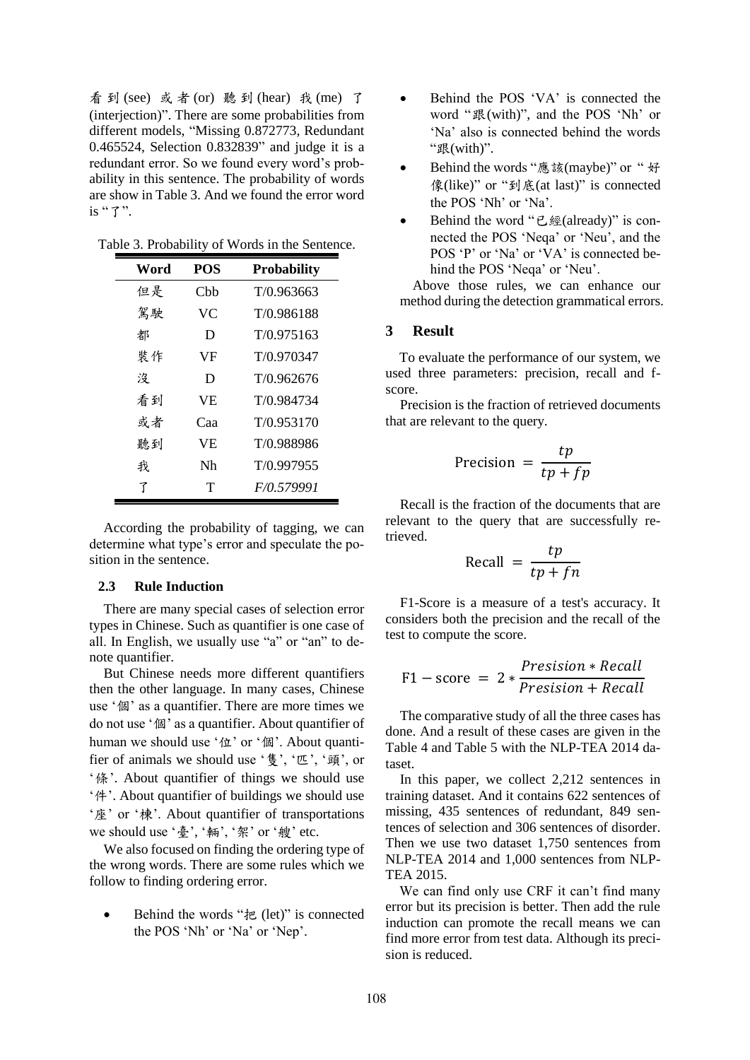看到(see) 或者(or) 聽到(hear) 我(me) 了(interjection)". There are some probabilities from different models, "Missing 0.872773, Redundant 0.465524, Selection 0.832839" and judge it is a redundant error. So we found every word's probability in this sentence. The probability of words are show in Table 3. And we found the error word is "了".

Table 3. Probability of Words in the Sentence.

| Word | POS | Probability |
|---|---|---|
| 但是 | Cbb | T/0.963663 |
| 駕駛 | VC | T/0.986188 |
| 都 | D | T/0.975163 |
| 裝作 | VF | T/0.970347 |
| 沒 | D | T/0.962676 |
| 看到 | VE | T/0.984734 |
| 或者 | Caa | T/0.953170 |
| 聽到 | VE | T/0.988986 |
| 我 | Nh | T/0.997955 |
| 了 | T | *F/0.579991* |

According the probability of tagging, we can determine what type's error and speculate the position in the sentence.

### 2.3 Rule Induction

There are many special cases of selection error types in Chinese. Such as quantifier is one case of all. In English, we usually use "a" or "an" to denote quantifier.

But Chinese needs more different quantifiers then the other language. In many cases, Chinese use '個' as a quantifier. There are more times we do not use '個' as a quantifier. About quantifier of human we should use '位' or '個'. About quantifier of animals we should use '隻', '匹', '頭', or '條'. About quantifier of things we should use '件'. About quantifier of buildings we should use '座' or '棟'. About quantifier of transportations we should use '臺', '輛', '架' or '艘' etc.

We also focused on finding the ordering type of the wrong words. There are some rules which we follow to finding ordering error.

- Behind the words "把 (let)" is connected the POS 'Nh' or 'Na' or 'Nep'.
- Behind the POS 'VA' is connected the word "跟(with)", and the POS 'Nh' or 'Na' also is connected behind the words "跟(with)".
- Behind the words "應該(maybe)" or "好像(like)" or "到底(at last)" is connected the POS 'Nh' or 'Na'.
- Behind the word "已經(already)" is connected the POS 'Neqa' or 'Neu', and the POS 'P' or 'Na' or 'VA' is connected behind the POS 'Neqa' or 'Neu'.

Above those rules, we can enhance our method during the detection grammatical errors.

## 3 Result

To evaluate the performance of our system, we used three parameters: precision, recall and f-score.

Precision is the fraction of retrieved documents that are relevant to the query.

$$\text{Precision} = \frac{tp}{tp + fp}$$

Recall is the fraction of the documents that are relevant to the query that are successfully retrieved.

$$\text{Recall} = \frac{tp}{tp + fn}$$

F1-Score is a measure of a test's accuracy. It considers both the precision and the recall of the test to compute the score.

$$\text{F1} - \text{score} = 2 * \frac{Presision * Recall}{Presision + Recall}$$

The comparative study of all the three cases has done. And a result of these cases are given in the Table 4 and Table 5 with the NLP-TEA 2014 dataset.

In this paper, we collect 2,212 sentences in training dataset. And it contains 622 sentences of missing, 435 sentences of redundant, 849 sentences of selection and 306 sentences of disorder. Then we use two dataset 1,750 sentences from NLP-TEA 2014 and 1,000 sentences from NLP-TEA 2015.

We can find only use CRF it can't find many error but its precision is better. Then add the rule induction can promote the recall means we can find more error from test data. Although its precision is reduced.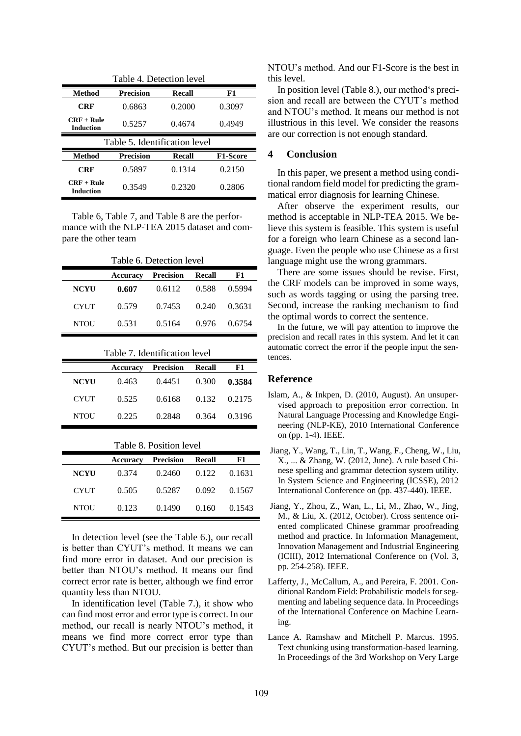Table 4. Detection level

| Method | Precision | Recall | F1 |
|---|---|---|---|
| **CRF** | 0.6863 | 0.2000 | 0.3097 |
| **CRF + Rule Induction** | 0.5257 | 0.4674 | 0.4949 |

Table 5. Identification level

| Method | Precision | Recall | F1-Score |
|---|---|---|---|
| **CRF** | 0.5897 | 0.1314 | 0.2150 |
| **CRF + Rule Induction** | 0.3549 | 0.2320 | 0.2806 |

Table 6, Table 7, and Table 8 are the performance with the NLP-TEA 2015 dataset and compare the other team

Table 6. Detection level

| | Accuracy | Precision | Recall | F1 |
|---|---|---|---|---|
| **NCYU** | **0.607** | 0.6112 | 0.588 | 0.5994 |
| CYUT | 0.579 | 0.7453 | 0.240 | 0.3631 |
| NTOU | 0.531 | 0.5164 | 0.976 | 0.6754 |

Table 7. Identification level

| | Accuracy | Precision | Recall | F1 |
|---|---|---|---|---|
| **NCYU** | 0.463 | 0.4451 | 0.300 | **0.3584** |
| CYUT | 0.525 | 0.6168 | 0.132 | 0.2175 |
| NTOU | 0.225 | 0.2848 | 0.364 | 0.3196 |

Table 8. Position level

| | Accuracy | Precision | Recall | F1 |
|---|---|---|---|---|
| **NCYU** | 0.374 | 0.2460 | 0.122 | 0.1631 |
| CYUT | 0.505 | 0.5287 | 0.092 | 0.1567 |
| NTOU | 0.123 | 0.1490 | 0.160 | 0.1543 |

In detection level (see the Table 6.), our recall is better than CYUT's method. It means we can find more error in dataset. And our precision is better than NTOU's method. It means our find correct error rate is better, although we find error quantity less than NTOU.

In identification level (Table 7.), it show who can find most error and error type is correct. In our method, our recall is nearly NTOU's method, it means we find more correct error type than CYUT's method. But our precision is better than NTOU's method. And our F1-Score is the best in this level.

In position level (Table 8.), our method's precision and recall are between the CYUT's method and NTOU's method. It means our method is not illustrious in this level. We consider the reasons are our correction is not enough standard.

## 4 Conclusion

In this paper, we present a method using conditional random field model for predicting the grammatical error diagnosis for learning Chinese.

After observe the experiment results, our method is acceptable in NLP-TEA 2015. We believe this system is feasible. This system is useful for a foreign who learn Chinese as a second language. Even the people who use Chinese as a first language might use the wrong grammars.

There are some issues should be revise. First, the CRF models can be improved in some ways, such as words tagging or using the parsing tree. Second, increase the ranking mechanism to find the optimal words to correct the sentence.

In the future, we will pay attention to improve the precision and recall rates in this system. And let it can automatic correct the error if the people input the sentences.

## Reference

Islam, A., & Inkpen, D. (2010, August). An unsupervised approach to preposition error correction. In Natural Language Processing and Knowledge Engineering (NLP-KE), 2010 International Conference on (pp. 1-4). IEEE.

Jiang, Y., Wang, T., Lin, T., Wang, F., Cheng, W., Liu, X., ... & Zhang, W. (2012, June). A rule based Chinese spelling and grammar detection system utility. In System Science and Engineering (ICSSE), 2012 International Conference on (pp. 437-440). IEEE.

Jiang, Y., Zhou, Z., Wan, L., Li, M., Zhao, W., Jing, M., & Liu, X. (2012, October). Cross sentence oriented complicated Chinese grammar proofreading method and practice. In Information Management, Innovation Management and Industrial Engineering (ICIII), 2012 International Conference on (Vol. 3, pp. 254-258). IEEE.

Lafferty, J., McCallum, A., and Pereira, F. 2001. Conditional Random Field: Probabilistic models for segmenting and labeling sequence data. In Proceedings of the International Conference on Machine Learning.

Lance A. Ramshaw and Mitchell P. Marcus. 1995. Text chunking using transformation-based learning. In Proceedings of the 3rd Workshop on Very Large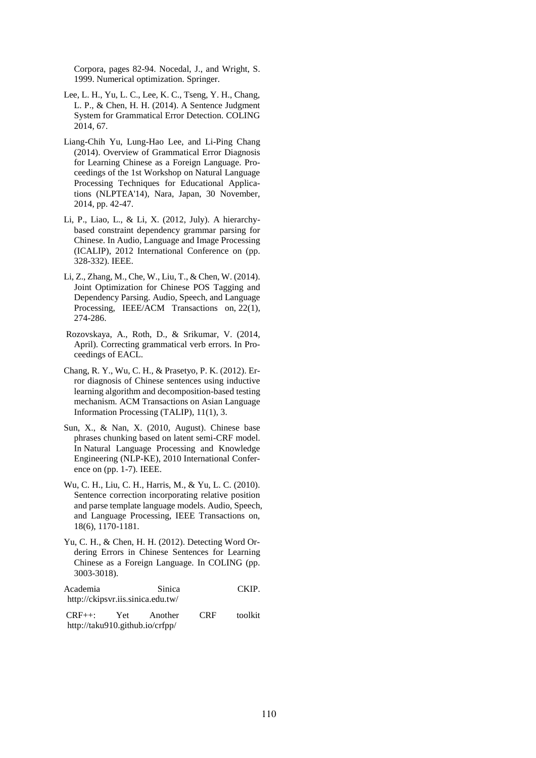Corpora, pages 82-94. Nocedal, J., and Wright, S. 1999. Numerical optimization. Springer.

Lee, L. H., Yu, L. C., Lee, K. C., Tseng, Y. H., Chang, L. P., & Chen, H. H. (2014). A Sentence Judgment System for Grammatical Error Detection. COLING 2014, 67.

Liang-Chih Yu, Lung-Hao Lee, and Li-Ping Chang (2014). Overview of Grammatical Error Diagnosis for Learning Chinese as a Foreign Language. Proceedings of the 1st Workshop on Natural Language Processing Techniques for Educational Applications (NLPTEA'14), Nara, Japan, 30 November, 2014, pp. 42-47.

Li, P., Liao, L., & Li, X. (2012, July). A hierarchy-based constraint dependency grammar parsing for Chinese. In Audio, Language and Image Processing (ICALIP), 2012 International Conference on (pp. 328-332). IEEE.

Li, Z., Zhang, M., Che, W., Liu, T., & Chen, W. (2014). Joint Optimization for Chinese POS Tagging and Dependency Parsing. Audio, Speech, and Language Processing, IEEE/ACM Transactions on, 22(1), 274-286.

Rozovskaya, A., Roth, D., & Srikumar, V. (2014, April). Correcting grammatical verb errors. In Proceedings of EACL.

Chang, R. Y., Wu, C. H., & Prasetyo, P. K. (2012). Error diagnosis of Chinese sentences using inductive learning algorithm and decomposition-based testing mechanism. ACM Transactions on Asian Language Information Processing (TALIP), 11(1), 3.

Sun, X., & Nan, X. (2010, August). Chinese base phrases chunking based on latent semi-CRF model. In Natural Language Processing and Knowledge Engineering (NLP-KE), 2010 International Conference on (pp. 1-7). IEEE.

Wu, C. H., Liu, C. H., Harris, M., & Yu, L. C. (2010). Sentence correction incorporating relative position and parse template language models. Audio, Speech, and Language Processing, IEEE Transactions on, 18(6), 1170-1181.

Yu, C. H., & Chen, H. H. (2012). Detecting Word Ordering Errors in Chinese Sentences for Learning Chinese as a Foreign Language. In COLING (pp. 3003-3018).

Academia Sinica CKIP. http://ckipsvr.iis.sinica.edu.tw/

CRF++: Yet Another CRF toolkit http://taku910.github.io/crfpp/